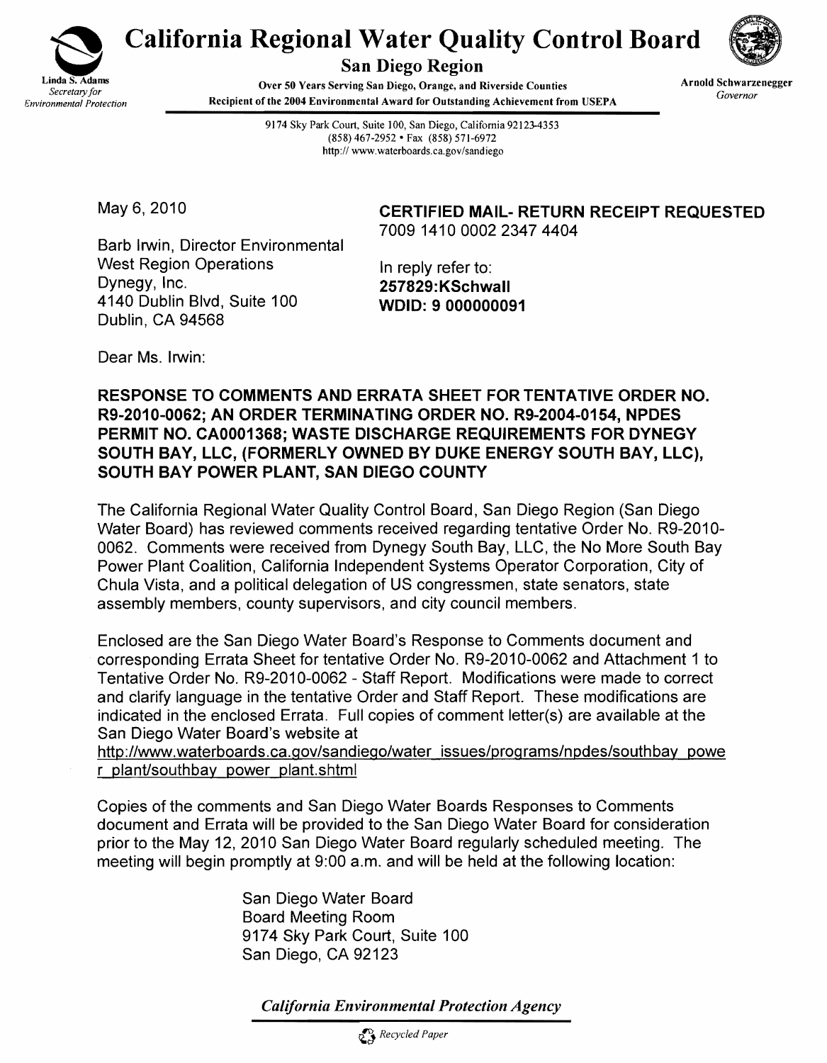# California Regional Water Quality Control Board

## San Diego Region

Linda S. Adams
*Secretary for Environmental Protection*

Over 50 Years Serving San Diego, Orange, and Riverside Counties
Recipient of the 2004 Environmental Award for Outstanding Achievement from USEPA

Arnold Schwarzenegger
*Governor*

9174 Sky Park Court, Suite 100, San Diego, California 92123-4353
(858) 467-2952 • Fax (858) 571-6972
http:// www.waterboards.ca.gov/sandiego

May 6, 2010

**CERTIFIED MAIL- RETURN RECEIPT REQUESTED**
7009 1410 0002 2347 4404

Barb Irwin, Director Environmental
West Region Operations
Dynegy, Inc.
4140 Dublin Blvd, Suite 100
Dublin, CA 94568

In reply refer to:
**257829:KSchwall**
**WDID: 9 000000091**

Dear Ms. Irwin:

**RESPONSE TO COMMENTS AND ERRATA SHEET FOR TENTATIVE ORDER NO. R9-2010-0062; AN ORDER TERMINATING ORDER NO. R9-2004-0154, NPDES PERMIT NO. CA0001368; WASTE DISCHARGE REQUIREMENTS FOR DYNEGY SOUTH BAY, LLC, (FORMERLY OWNED BY DUKE ENERGY SOUTH BAY, LLC), SOUTH BAY POWER PLANT, SAN DIEGO COUNTY**

The California Regional Water Quality Control Board, San Diego Region (San Diego Water Board) has reviewed comments received regarding tentative Order No. R9-2010-0062. Comments were received from Dynegy South Bay, LLC, the No More South Bay Power Plant Coalition, California Independent Systems Operator Corporation, City of Chula Vista, and a political delegation of US congressmen, state senators, state assembly members, county supervisors, and city council members.

Enclosed are the San Diego Water Board's Response to Comments document and corresponding Errata Sheet for tentative Order No. R9-2010-0062 and Attachment 1 to Tentative Order No. R9-2010-0062 - Staff Report. Modifications were made to correct and clarify language in the tentative Order and Staff Report. These modifications are indicated in the enclosed Errata. Full copies of comment letter(s) are available at the San Diego Water Board's website at
http://www.waterboards.ca.gov/sandiego/water_issues/programs/npdes/southbay_power_plant/southbay_power_plant.shtml

Copies of the comments and San Diego Water Boards Responses to Comments document and Errata will be provided to the San Diego Water Board for consideration prior to the May 12, 2010 San Diego Water Board regularly scheduled meeting. The meeting will begin promptly at 9:00 a.m. and will be held at the following location:

San Diego Water Board
Board Meeting Room
9174 Sky Park Court, Suite 100
San Diego, CA 92123

*California Environmental Protection Agency*

*Recycled Paper*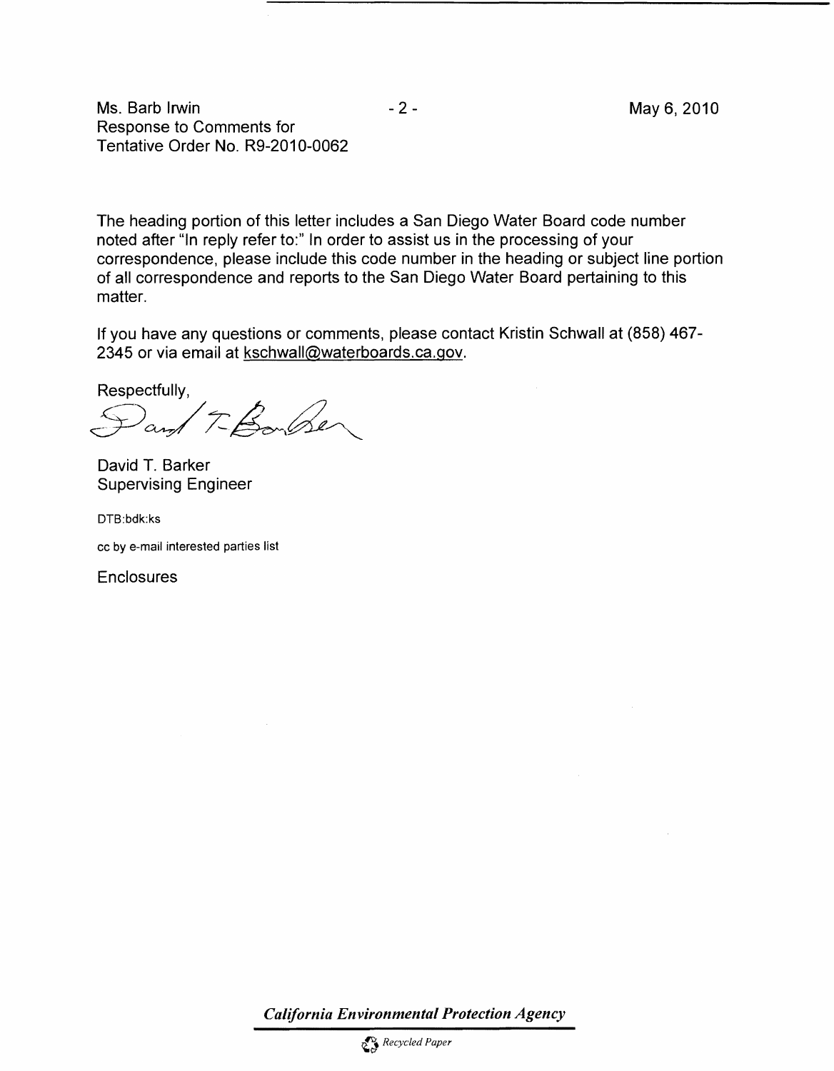Ms. Barb Irwin
Response to Comments for
Tentative Order No. R9-2010-0062

May 6, 2010

The heading portion of this letter includes a San Diego Water Board code number noted after "In reply refer to:" In order to assist us in the processing of your correspondence, please include this code number in the heading or subject line portion of all correspondence and reports to the San Diego Water Board pertaining to this matter.

If you have any questions or comments, please contact Kristin Schwall at (858) 467-2345 or via email at kschwall@waterboards.ca.gov.

Respectfully,

David T. Barker
Supervising Engineer

DTB:bdk:ks

cc by e-mail interested parties list

Enclosures

*California Environmental Protection Agency*

*Recycled Paper*